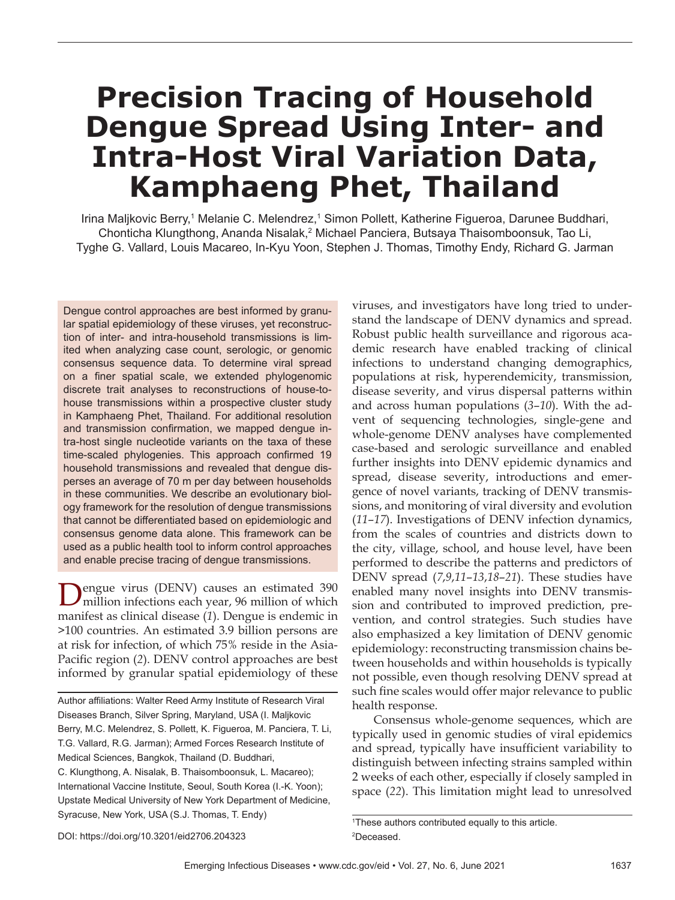# Precision Tracing of Household Dengue Spread Using Inter- and Intra-Host Viral Variation Data, Kamphaeng Phet, Thailand

Irina Maljkovic Berry,[1] Melanie C. Melendrez,[1] Simon Pollett, Katherine Figueroa, Darunee Buddhari, Chonticha Klungthong, Ananda Nisalak,[2] Michael Panciera, Butsaya Thaisomboonsuk, Tao Li, Tyghe G. Vallard, Louis Macareo, In-Kyu Yoon, Stephen J. Thomas, Timothy Endy, Richard G. Jarman

Dengue control approaches are best informed by granular spatial epidemiology of these viruses, yet reconstruction of inter- and intra-household transmissions is limited when analyzing case count, serologic, or genomic consensus sequence data. To determine viral spread on a finer spatial scale, we extended phylogenomic discrete trait analyses to reconstructions of house-to-house transmissions within a prospective cluster study in Kamphaeng Phet, Thailand. For additional resolution and transmission confirmation, we mapped dengue intra-host single nucleotide variants on the taxa of these time-scaled phylogenies. This approach confirmed 19 household transmissions and revealed that dengue disperses an average of 70 m per day between households in these communities. We describe an evolutionary biology framework for the resolution of dengue transmissions that cannot be differentiated based on epidemiologic and consensus genome data alone. This framework can be used as a public health tool to inform control approaches and enable precise tracing of dengue transmissions.

Dengue virus (DENV) causes an estimated 390 million infections each year, 96 million of which manifest as clinical disease (*1*). Dengue is endemic in >100 countries. An estimated 3.9 billion persons are at risk for infection, of which 75% reside in the Asia-Pacific region (*2*). DENV control approaches are best informed by granular spatial epidemiology of these viruses, and investigators have long tried to understand the landscape of DENV dynamics and spread. Robust public health surveillance and rigorous academic research have enabled tracking of clinical infections to understand changing demographics, populations at risk, hyperendemicity, transmission, disease severity, and virus dispersal patterns within and across human populations (*3*–*10*). With the advent of sequencing technologies, single-gene and whole-genome DENV analyses have complemented case-based and serologic surveillance and enabled further insights into DENV epidemic dynamics and spread, disease severity, introductions and emergence of novel variants, tracking of DENV transmissions, and monitoring of viral diversity and evolution (*11*–*17*). Investigations of DENV infection dynamics, from the scales of countries and districts down to the city, village, school, and house level, have been performed to describe the patterns and predictors of DENV spread (*7*,*9*,*11*–*13*,*18*–*21*). These studies have enabled many novel insights into DENV transmission and contributed to improved prediction, prevention, and control strategies. Such studies have also emphasized a key limitation of DENV genomic epidemiology: reconstructing transmission chains between households and within households is typically not possible, even though resolving DENV spread at such fine scales would offer major relevance to public health response.

Consensus whole-genome sequences, which are typically used in genomic studies of viral epidemics and spread, typically have insufficient variability to distinguish between infecting strains sampled within 2 weeks of each other, especially if closely sampled in space (*22*). This limitation might lead to unresolved

Author affiliations: Walter Reed Army Institute of Research Viral Diseases Branch, Silver Spring, Maryland, USA (I. Maljkovic Berry, M.C. Melendrez, S. Pollett, K. Figueroa, M. Panciera, T. Li, T.G. Vallard, R.G. Jarman); Armed Forces Research Institute of Medical Sciences, Bangkok, Thailand (D. Buddhari, C. Klungthong, A. Nisalak, B. Thaisomboonsuk, L. Macareo); International Vaccine Institute, Seoul, South Korea (I.-K. Yoon); Upstate Medical University of New York Department of Medicine, Syracuse, New York, USA (S.J. Thomas, T. Endy)

DOI: https://doi.org/10.3201/eid2706.204323

[1]These authors contributed equally to this article.

[2]Deceased.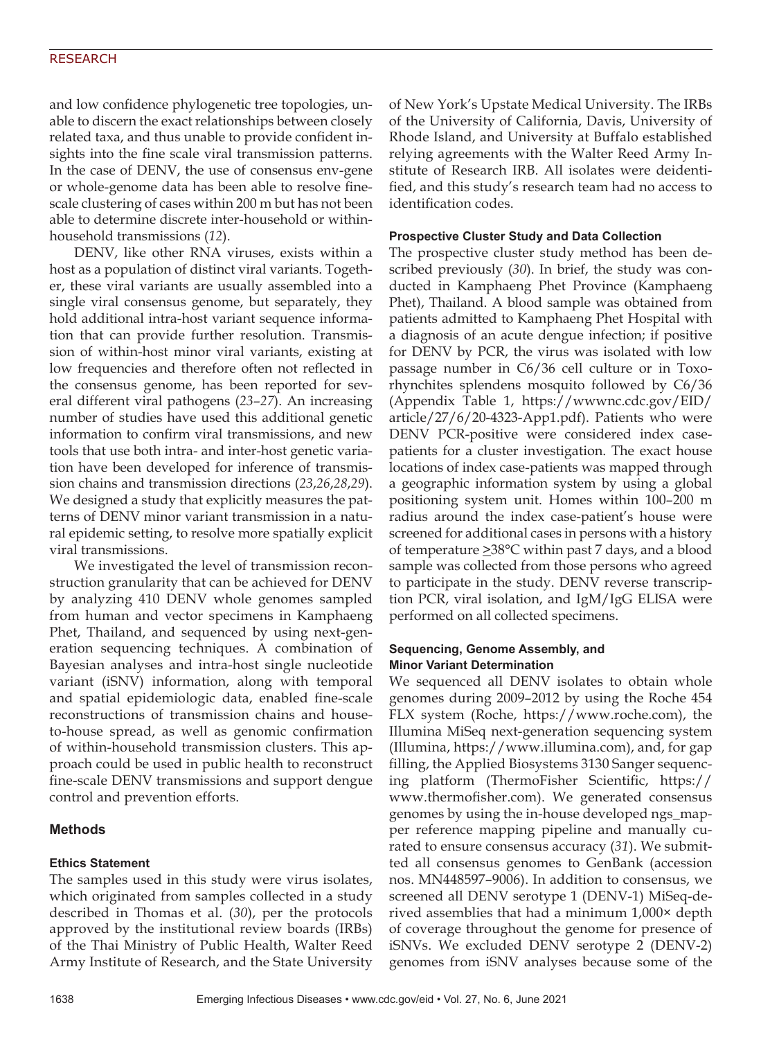and low confidence phylogenetic tree topologies, unable to discern the exact relationships between closely related taxa, and thus unable to provide confident insights into the fine scale viral transmission patterns. In the case of DENV, the use of consensus env-gene or whole-genome data has been able to resolve fine-scale clustering of cases within 200 m but has not been able to determine discrete inter-household or within-household transmissions (*12*).

DENV, like other RNA viruses, exists within a host as a population of distinct viral variants. Together, these viral variants are usually assembled into a single viral consensus genome, but separately, they hold additional intra-host variant sequence information that can provide further resolution. Transmission of within-host minor viral variants, existing at low frequencies and therefore often not reflected in the consensus genome, has been reported for several different viral pathogens (*23*–*27*). An increasing number of studies have used this additional genetic information to confirm viral transmissions, and new tools that use both intra- and inter-host genetic variation have been developed for inference of transmission chains and transmission directions (*23*,*26*,*28*,*29*). We designed a study that explicitly measures the patterns of DENV minor variant transmission in a natural epidemic setting, to resolve more spatially explicit viral transmissions.

We investigated the level of transmission reconstruction granularity that can be achieved for DENV by analyzing 410 DENV whole genomes sampled from human and vector specimens in Kamphaeng Phet, Thailand, and sequenced by using next-generation sequencing techniques. A combination of Bayesian analyses and intra-host single nucleotide variant (iSNV) information, along with temporal and spatial epidemiologic data, enabled fine-scale reconstructions of transmission chains and house-to-house spread, as well as genomic confirmation of within-household transmission clusters. This approach could be used in public health to reconstruct fine-scale DENV transmissions and support dengue control and prevention efforts.

## Methods

### Ethics Statement

The samples used in this study were virus isolates, which originated from samples collected in a study described in Thomas et al. (*30*), per the protocols approved by the institutional review boards (IRBs) of the Thai Ministry of Public Health, Walter Reed Army Institute of Research, and the State University of New York's Upstate Medical University. The IRBs of the University of California, Davis, University of Rhode Island, and University at Buffalo established relying agreements with the Walter Reed Army Institute of Research IRB. All isolates were deidentified, and this study's research team had no access to identification codes.

### Prospective Cluster Study and Data Collection

The prospective cluster study method has been described previously (*30*). In brief, the study was conducted in Kamphaeng Phet Province (Kamphaeng Phet), Thailand. A blood sample was obtained from patients admitted to Kamphaeng Phet Hospital with a diagnosis of an acute dengue infection; if positive for DENV by PCR, the virus was isolated with low passage number in C6/36 cell culture or in Toxorhynchites splendens mosquito followed by C6/36 (Appendix Table 1, https://wwwnc.cdc.gov/EID/article/27/6/20-4323-App1.pdf). Patients who were DENV PCR-positive were considered index case-patients for a cluster investigation. The exact house locations of index case-patients was mapped through a geographic information system by using a global positioning system unit. Homes within 100–200 m radius around the index case-patient's house were screened for additional cases in persons with a history of temperature ≥38°C within past 7 days, and a blood sample was collected from those persons who agreed to participate in the study. DENV reverse transcription PCR, viral isolation, and IgM/IgG ELISA were performed on all collected specimens.

### Sequencing, Genome Assembly, and Minor Variant Determination

We sequenced all DENV isolates to obtain whole genomes during 2009–2012 by using the Roche 454 FLX system (Roche, https://www.roche.com), the Illumina MiSeq next-generation sequencing system (Illumina, https://www.illumina.com), and, for gap filling, the Applied Biosystems 3130 Sanger sequencing platform (ThermoFisher Scientific, https://www.thermofisher.com). We generated consensus genomes by using the in-house developed ngs_mapper reference mapping pipeline and manually curated to ensure consensus accuracy (*31*). We submitted all consensus genomes to GenBank (accession nos. MN448597–9006). In addition to consensus, we screened all DENV serotype 1 (DENV-1) MiSeq-derived assemblies that had a minimum 1,000× depth of coverage throughout the genome for presence of iSNVs. We excluded DENV serotype 2 (DENV-2) genomes from iSNV analyses because some of the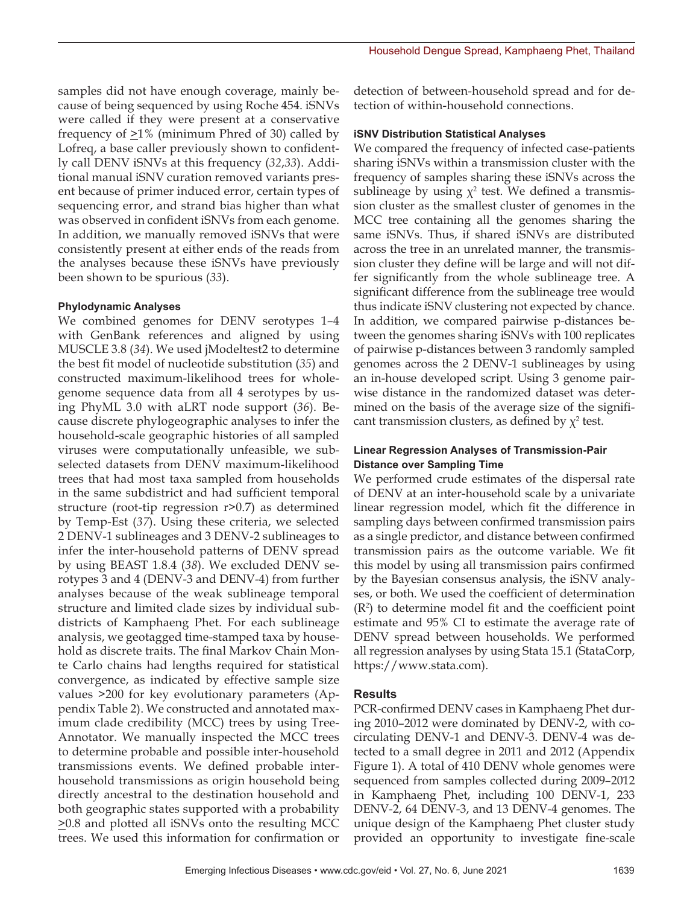samples did not have enough coverage, mainly because of being sequenced by using Roche 454. iSNVs were called if they were present at a conservative frequency of ≥1% (minimum Phred of 30) called by Lofreq, a base caller previously shown to confidently call DENV iSNVs at this frequency (*32*,*33*). Additional manual iSNV curation removed variants present because of primer induced error, certain types of sequencing error, and strand bias higher than what was observed in confident iSNVs from each genome. In addition, we manually removed iSNVs that were consistently present at either ends of the reads from the analyses because these iSNVs have previously been shown to be spurious (*33*).

### Phylodynamic Analyses

We combined genomes for DENV serotypes 1–4 with GenBank references and aligned by using MUSCLE 3.8 (*34*). We used jModeltest2 to determine the best fit model of nucleotide substitution (*35*) and constructed maximum-likelihood trees for whole-genome sequence data from all 4 serotypes by using PhyML 3.0 with aLRT node support (*36*). Because discrete phylogeographic analyses to infer the household-scale geographic histories of all sampled viruses were computationally unfeasible, we subselected datasets from DENV maximum-likelihood trees that had most taxa sampled from households in the same subdistrict and had sufficient temporal structure (root-tip regression r>0.7) as determined by Temp-Est (*37*). Using these criteria, we selected 2 DENV-1 sublineages and 3 DENV-2 sublineages to infer the inter-household patterns of DENV spread by using BEAST 1.8.4 (*38*). We excluded DENV serotypes 3 and 4 (DENV-3 and DENV-4) from further analyses because of the weak sublineage temporal structure and limited clade sizes by individual subdistricts of Kamphaeng Phet. For each sublineage analysis, we geotagged time-stamped taxa by household as discrete traits. The final Markov Chain Monte Carlo chains had lengths required for statistical convergence, as indicated by effective sample size values >200 for key evolutionary parameters (Appendix Table 2). We constructed and annotated maximum clade credibility (MCC) trees by using TreeAnnotator. We manually inspected the MCC trees to determine probable and possible inter-household transmissions events. We defined probable inter-household transmissions as origin household being directly ancestral to the destination household and both geographic states supported with a probability ≥0.8 and plotted all iSNVs onto the resulting MCC trees. We used this information for confirmation or detection of between-household spread and for detection of within-household connections.

### iSNV Distribution Statistical Analyses

We compared the frequency of infected case-patients sharing iSNVs within a transmission cluster with the frequency of samples sharing these iSNVs across the sublineage by using $\chi^2$ test. We defined a transmission cluster as the smallest cluster of genomes in the MCC tree containing all the genomes sharing the same iSNVs. Thus, if shared iSNVs are distributed across the tree in an unrelated manner, the transmission cluster they define will be large and will not differ significantly from the whole sublineage tree. A significant difference from the sublineage tree would thus indicate iSNV clustering not expected by chance. In addition, we compared pairwise p-distances between the genomes sharing iSNVs with 100 replicates of pairwise p-distances between 3 randomly sampled genomes across the 2 DENV-1 sublineages by using an in-house developed script. Using 3 genome pairwise distance in the randomized dataset was determined on the basis of the average size of the significant transmission clusters, as defined by $\chi^2$ test.

### Linear Regression Analyses of Transmission-Pair Distance over Sampling Time

We performed crude estimates of the dispersal rate of DENV at an inter-household scale by a univariate linear regression model, which fit the difference in sampling days between confirmed transmission pairs as a single predictor, and distance between confirmed transmission pairs as the outcome variable. We fit this model by using all transmission pairs confirmed by the Bayesian consensus analysis, the iSNV analyses, or both. We used the coefficient of determination ($R^2$) to determine model fit and the coefficient point estimate and 95% CI to estimate the average rate of DENV spread between households. We performed all regression analyses by using Stata 15.1 (StataCorp, https://www.stata.com).

## Results

PCR-confirmed DENV cases in Kamphaeng Phet during 2010–2012 were dominated by DENV-2, with cocirculating DENV-1 and DENV-3. DENV-4 was detected to a small degree in 2011 and 2012 (Appendix Figure 1). A total of 410 DENV whole genomes were sequenced from samples collected during 2009–2012 in Kamphaeng Phet, including 100 DENV-1, 233 DENV-2, 64 DENV-3, and 13 DENV-4 genomes. The unique design of the Kamphaeng Phet cluster study provided an opportunity to investigate fine-scale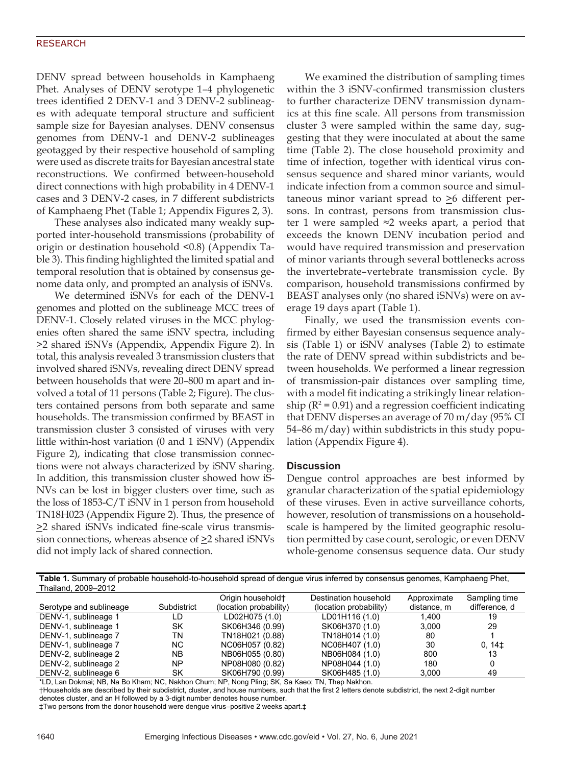DENV spread between households in Kamphaeng Phet. Analyses of DENV serotype 1–4 phylogenetic trees identified 2 DENV-1 and 3 DENV-2 sublineages with adequate temporal structure and sufficient sample size for Bayesian analyses. DENV consensus genomes from DENV-1 and DENV-2 sublineages geotagged by their respective household of sampling were used as discrete traits for Bayesian ancestral state reconstructions. We confirmed between-household direct connections with high probability in 4 DENV-1 cases and 3 DENV-2 cases, in 7 different subdistricts of Kamphaeng Phet (Table 1; Appendix Figures 2, 3).

These analyses also indicated many weakly supported inter-household transmissions (probability of origin or destination household <0.8) (Appendix Table 3). This finding highlighted the limited spatial and temporal resolution that is obtained by consensus genome data only, and prompted an analysis of iSNVs.

We determined iSNVs for each of the DENV-1 genomes and plotted on the sublineage MCC trees of DENV-1. Closely related viruses in the MCC phylogenies often shared the same iSNV spectra, including ≥2 shared iSNVs (Appendix, Appendix Figure 2). In total, this analysis revealed 3 transmission clusters that involved shared iSNVs, revealing direct DENV spread between households that were 20–800 m apart and involved a total of 11 persons (Table 2; Figure). The clusters contained persons from both separate and same households. The transmission confirmed by BEAST in transmission cluster 3 consisted of viruses with very little within-host variation (0 and 1 iSNV) (Appendix Figure 2), indicating that close transmission connections were not always characterized by iSNV sharing. In addition, this transmission cluster showed how iSNVs can be lost in bigger clusters over time, such as the loss of 1853-C/T iSNV in 1 person from household TN18H023 (Appendix Figure 2). Thus, the presence of ≥2 shared iSNVs indicated fine-scale virus transmission connections, whereas absence of ≥2 shared iSNVs did not imply lack of shared connection.

We examined the distribution of sampling times within the 3 iSNV-confirmed transmission clusters to further characterize DENV transmission dynamics at this fine scale. All persons from transmission cluster 3 were sampled within the same day, suggesting that they were inoculated at about the same time (Table 2). The close household proximity and time of infection, together with identical virus consensus sequence and shared minor variants, would indicate infection from a common source and simultaneous minor variant spread to ≥6 different persons. In contrast, persons from transmission cluster 1 were sampled ≈2 weeks apart, a period that exceeds the known DENV incubation period and would have required transmission and preservation of minor variants through several bottlenecks across the invertebrate–vertebrate transmission cycle. By comparison, household transmissions confirmed by BEAST analyses only (no shared iSNVs) were on average 19 days apart (Table 1).

Finally, we used the transmission events confirmed by either Bayesian consensus sequence analysis (Table 1) or iSNV analyses (Table 2) to estimate the rate of DENV spread within subdistricts and between households. We performed a linear regression of transmission-pair distances over sampling time, with a model fit indicating a strikingly linear relationship ($R^2 = 0.91$) and a regression coefficient indicating that DENV disperses an average of 70 m/day (95% CI 54–86 m/day) within subdistricts in this study population (Appendix Figure 4).

## Discussion

Dengue control approaches are best informed by granular characterization of the spatial epidemiology of these viruses. Even in active surveillance cohorts, however, resolution of transmissions on a household-scale is hampered by the limited geographic resolution permitted by case count, serologic, or even DENV whole-genome consensus sequence data. Our study

**Table 1.** Summary of probable household-to-household spread of dengue virus inferred by consensus genomes, Kamphaeng Phet, Thailand, 2009–2012

| Serotype and sublineage | Subdistrict | Origin household† (location probability) | Destination household (location probability) | Approximate distance, m | Sampling time difference, d |
|---|---|---|---|---|---|
| DENV-1, sublineage 1 | LD | LD02H075 (1.0) | LD01H116 (1.0) | 1,400 | 19 |
| DENV-1, sublineage 1 | SK | SK06H346 (0.99) | SK06H370 (1.0) | 3,000 | 29 |
| DENV-1, sublineage 7 | TN | TN18H021 (0.88) | TN18H014 (1.0) | 80 | 1 |
| DENV-1, sublineage 7 | NC | NC06H057 (0.82) | NC06H407 (1.0) | 30 | 0, 14‡ |
| DENV-2, sublineage 2 | NB | NB06H055 (0.80) | NB06H084 (1.0) | 800 | 13 |
| DENV-2, sublineage 2 | NP | NP08H080 (0.82) | NP08H044 (1.0) | 180 | 0 |
| DENV-2, sublineage 6 | SK | SK06H790 (0.99) | SK06H485 (1.0) | 3,000 | 49 |

*LD, Lan Dokmai; NB, Na Bo Kham; NC, Nakhon Chum; NP, Nong Pling; SK, Sa Kaeo; TN, Thep Nakhon.
†Households are described by their subdistrict, cluster, and house numbers, such that the first 2 letters denote subdistrict, the next 2-digit number denotes cluster, and an H followed by a 3-digit number denotes house number.
‡Two persons from the donor household were dengue virus–positive 2 weeks apart.‡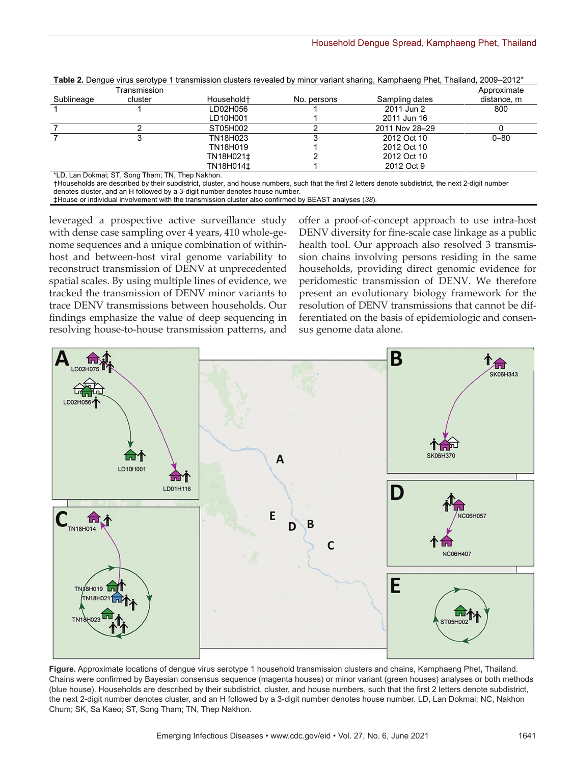**Table 2.** Dengue virus serotype 1 transmission clusters revealed by minor variant sharing, Kamphaeng Phet, Thailand, 2009–2012*

| Sublineage | Transmission cluster | Household† | No. persons | Sampling dates | Approximate distance, m |
|---|---|---|---|---|---|
| 1 | 1 | LD02H056 | 1 | 2011 Jun 2 | 800 |
| | | LD10H001 | 1 | 2011 Jun 16 | |
| 7 | 2 | ST05H002 | 2 | 2011 Nov 28–29 | 0 |
| 7 | 3 | TN18H023 | 3 | 2012 Oct 10 | 0–80 |
| | | TN18H019 | 1 | 2012 Oct 10 | |
| | | TN18H021‡ | 2 | 2012 Oct 10 | |
| | | TN18H014‡ | 1 | 2012 Oct 9 | |

*LD, Lan Dokmai; ST, Song Tham; TN, Thep Nakhon.
†Households are described by their subdistrict, cluster, and house numbers, such that the first 2 letters denote subdistrict, the next 2-digit number denotes cluster, and an H followed by a 3-digit number denotes house number.
‡House or individual involvement with the transmission cluster also confirmed by BEAST analyses (*38*).

leveraged a prospective active surveillance study with dense case sampling over 4 years, 410 whole-genome sequences and a unique combination of within-host and between-host viral genome variability to reconstruct transmission of DENV at unprecedented spatial scales. By using multiple lines of evidence, we tracked the transmission of DENV minor variants to trace DENV transmissions between households. Our findings emphasize the value of deep sequencing in resolving house-to-house transmission patterns, and offer a proof-of-concept approach to use intra-host DENV diversity for fine-scale case linkage as a public health tool. Our approach also resolved 3 transmission chains involving persons residing in the same households, providing direct genomic evidence for peridomestic transmission of DENV. We therefore present an evolutionary biology framework for the resolution of DENV transmissions that cannot be differentiated on the basis of epidemiologic and consensus genome data alone.

**Figure.** Approximate locations of dengue virus serotype 1 household transmission clusters and chains, Kamphaeng Phet, Thailand. Chains were confirmed by Bayesian consensus sequence (magenta houses) or minor variant (green houses) analyses or both methods (blue house). Households are described by their subdistrict, cluster, and house numbers, such that the first 2 letters denote subdistrict, the next 2-digit number denotes cluster, and an H followed by a 3-digit number denotes house number. LD, Lan Dokmai; NC, Nakhon Chum; SK, Sa Kaeo; ST, Song Tham; TN, Thep Nakhon.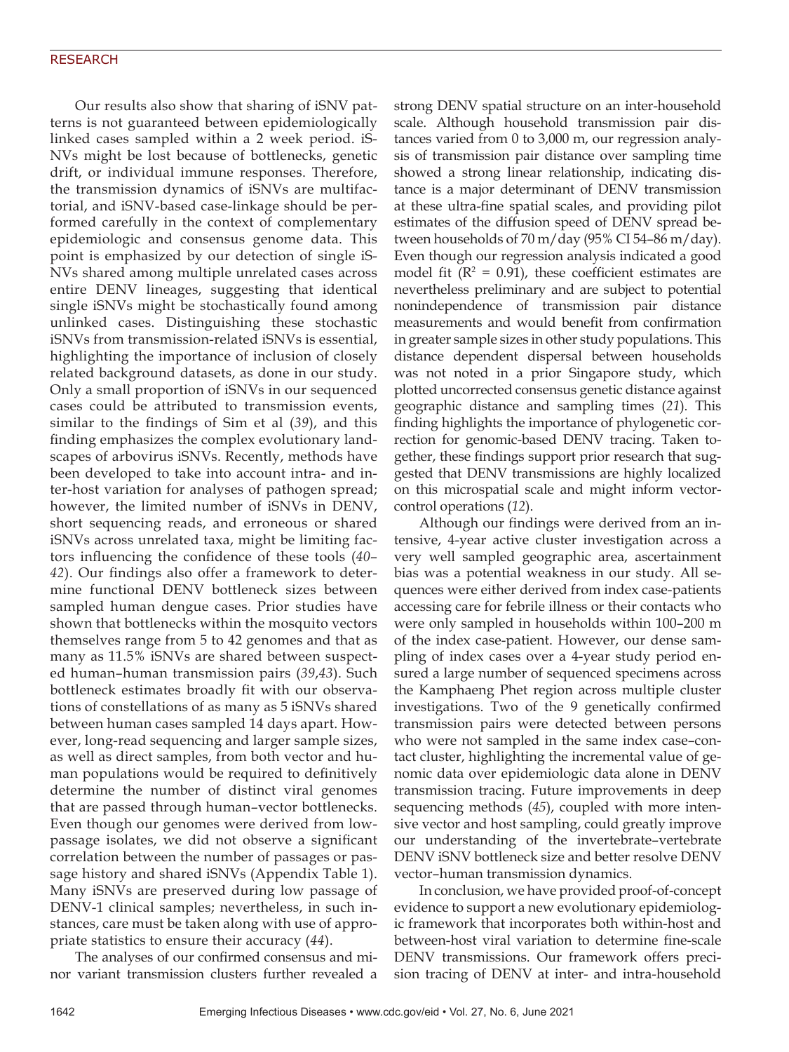Our results also show that sharing of iSNV patterns is not guaranteed between epidemiologically linked cases sampled within a 2 week period. iSNVs might be lost because of bottlenecks, genetic drift, or individual immune responses. Therefore, the transmission dynamics of iSNVs are multifactorial, and iSNV-based case-linkage should be performed carefully in the context of complementary epidemiologic and consensus genome data. This point is emphasized by our detection of single iSNVs shared among multiple unrelated cases across entire DENV lineages, suggesting that identical single iSNVs might be stochastically found among unlinked cases. Distinguishing these stochastic iSNVs from transmission-related iSNVs is essential, highlighting the importance of inclusion of closely related background datasets, as done in our study. Only a small proportion of iSNVs in our sequenced cases could be attributed to transmission events, similar to the findings of Sim et al (*39*), and this finding emphasizes the complex evolutionary landscapes of arbovirus iSNVs. Recently, methods have been developed to take into account intra- and inter-host variation for analyses of pathogen spread; however, the limited number of iSNVs in DENV, short sequencing reads, and erroneous or shared iSNVs across unrelated taxa, might be limiting factors influencing the confidence of these tools (*40*–*42*). Our findings also offer a framework to determine functional DENV bottleneck sizes between sampled human dengue cases. Prior studies have shown that bottlenecks within the mosquito vectors themselves range from 5 to 42 genomes and that as many as 11.5% iSNVs are shared between suspected human–human transmission pairs (*39*,*43*). Such bottleneck estimates broadly fit with our observations of constellations of as many as 5 iSNVs shared between human cases sampled 14 days apart. However, long-read sequencing and larger sample sizes, as well as direct samples, from both vector and human populations would be required to definitively determine the number of distinct viral genomes that are passed through human–vector bottlenecks. Even though our genomes were derived from low-passage isolates, we did not observe a significant correlation between the number of passages or passage history and shared iSNVs (Appendix Table 1). Many iSNVs are preserved during low passage of DENV-1 clinical samples; nevertheless, in such instances, care must be taken along with use of appropriate statistics to ensure their accuracy (*44*).

The analyses of our confirmed consensus and minor variant transmission clusters further revealed a strong DENV spatial structure on an inter-household scale. Although household transmission pair distances varied from 0 to 3,000 m, our regression analysis of transmission pair distance over sampling time showed a strong linear relationship, indicating distance is a major determinant of DENV transmission at these ultra-fine spatial scales, and providing pilot estimates of the diffusion speed of DENV spread between households of 70 m/day (95% CI 54–86 m/day). Even though our regression analysis indicated a good model fit ($R^2$ = 0.91), these coefficient estimates are nevertheless preliminary and are subject to potential nonindependence of transmission pair distance measurements and would benefit from confirmation in greater sample sizes in other study populations. This distance dependent dispersal between households was not noted in a prior Singapore study, which plotted uncorrected consensus genetic distance against geographic distance and sampling times (*21*). This finding highlights the importance of phylogenetic correction for genomic-based DENV tracing. Taken together, these findings support prior research that suggested that DENV transmissions are highly localized on this microspatial scale and might inform vector-control operations (*12*).

Although our findings were derived from an intensive, 4-year active cluster investigation across a very well sampled geographic area, ascertainment bias was a potential weakness in our study. All sequences were either derived from index case-patients accessing care for febrile illness or their contacts who were only sampled in households within 100–200 m of the index case-patient. However, our dense sampling of index cases over a 4-year study period ensured a large number of sequenced specimens across the Kamphaeng Phet region across multiple cluster investigations. Two of the 9 genetically confirmed transmission pairs were detected between persons who were not sampled in the same index case–contact cluster, highlighting the incremental value of genomic data over epidemiologic data alone in DENV transmission tracing. Future improvements in deep sequencing methods (*45*), coupled with more intensive vector and host sampling, could greatly improve our understanding of the invertebrate–vertebrate DENV iSNV bottleneck size and better resolve DENV vector–human transmission dynamics.

In conclusion, we have provided proof-of-concept evidence to support a new evolutionary epidemiologic framework that incorporates both within-host and between-host viral variation to determine fine-scale DENV transmissions. Our framework offers precision tracing of DENV at inter- and intra-household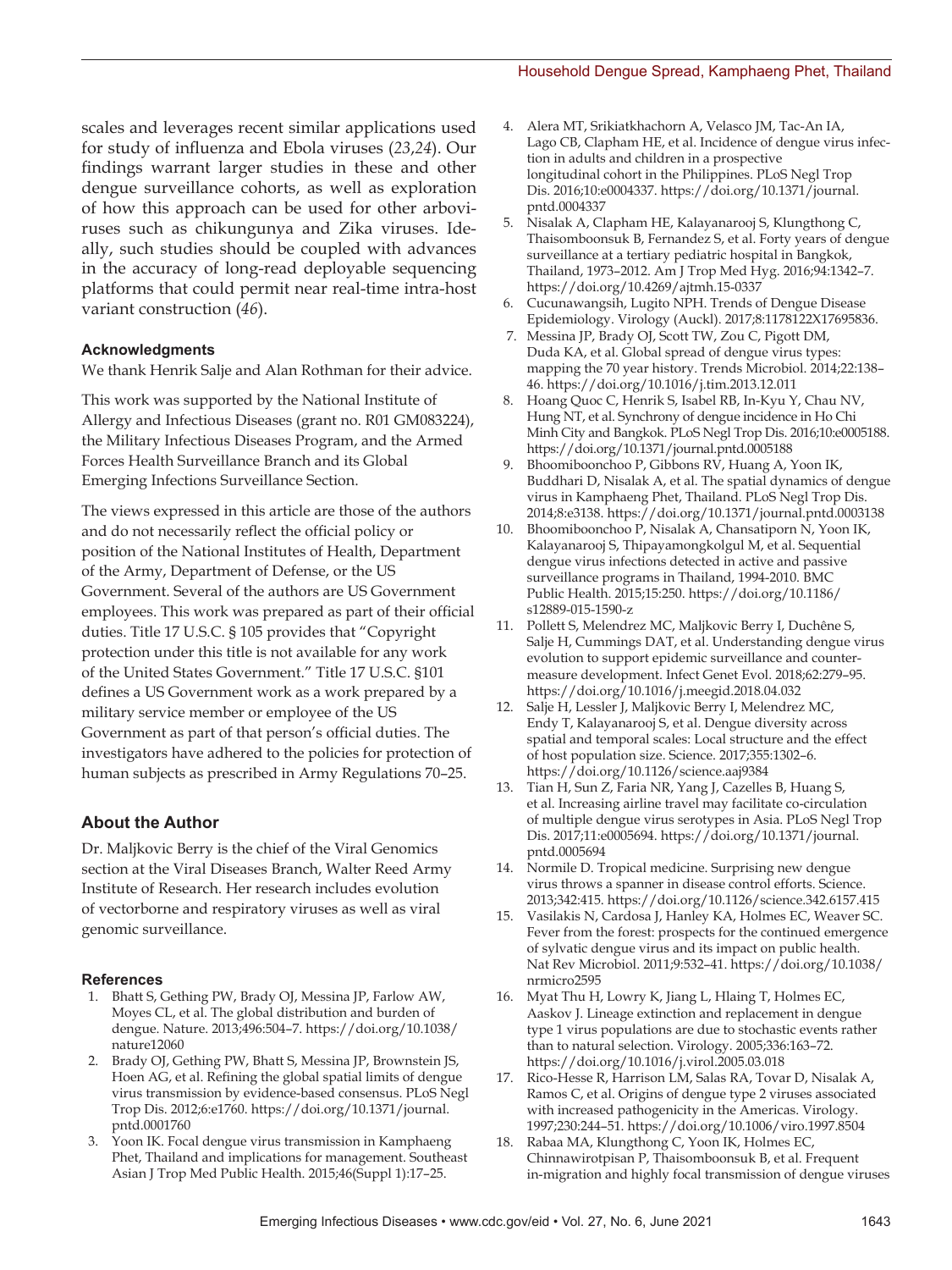scales and leverages recent similar applications used for study of influenza and Ebola viruses (*23*,*24*). Our findings warrant larger studies in these and other dengue surveillance cohorts, as well as exploration of how this approach can be used for other arboviruses such as chikungunya and Zika viruses. Ideally, such studies should be coupled with advances in the accuracy of long-read deployable sequencing platforms that could permit near real-time intra-host variant construction (*46*).

### Acknowledgments

We thank Henrik Salje and Alan Rothman for their advice.

This work was supported by the National Institute of Allergy and Infectious Diseases (grant no. R01 GM083224), the Military Infectious Diseases Program, and the Armed Forces Health Surveillance Branch and its Global Emerging Infections Surveillance Section.

The views expressed in this article are those of the authors and do not necessarily reflect the official policy or position of the National Institutes of Health, Department of the Army, Department of Defense, or the US Government. Several of the authors are US Government employees. This work was prepared as part of their official duties. Title 17 U.S.C. § 105 provides that "Copyright protection under this title is not available for any work of the United States Government." Title 17 U.S.C. §101 defines a US Government work as a work prepared by a military service member or employee of the US Government as part of that person's official duties. The investigators have adhered to the policies for protection of human subjects as prescribed in Army Regulations 70–25.

## About the Author

Dr. Maljkovic Berry is the chief of the Viral Genomics section at the Viral Diseases Branch, Walter Reed Army Institute of Research. Her research includes evolution of vectorborne and respiratory viruses as well as viral genomic surveillance.

### References

1. Bhatt S, Gething PW, Brady OJ, Messina JP, Farlow AW, Moyes CL, et al. The global distribution and burden of dengue. Nature. 2013;496:504–7. https://doi.org/10.1038/nature12060
2. Brady OJ, Gething PW, Bhatt S, Messina JP, Brownstein JS, Hoen AG, et al. Refining the global spatial limits of dengue virus transmission by evidence-based consensus. PLoS Negl Trop Dis. 2012;6:e1760. https://doi.org/10.1371/journal.pntd.0001760
3. Yoon IK. Focal dengue virus transmission in Kamphaeng Phet, Thailand and implications for management. Southeast Asian J Trop Med Public Health. 2015;46(Suppl 1):17–25.
4. Alera MT, Srikiatkhachorn A, Velasco JM, Tac-An IA, Lago CB, Clapham HE, et al. Incidence of dengue virus infection in adults and children in a prospective longitudinal cohort in the Philippines. PLoS Negl Trop Dis. 2016;10:e0004337. https://doi.org/10.1371/journal.pntd.0004337
5. Nisalak A, Clapham HE, Kalayanarooj S, Klungthong C, Thaisomboonsuk B, Fernandez S, et al. Forty years of dengue surveillance at a tertiary pediatric hospital in Bangkok, Thailand, 1973–2012. Am J Trop Med Hyg. 2016;94:1342–7. https://doi.org/10.4269/ajtmh.15-0337
6. Cucunawangsih, Lugito NPH. Trends of Dengue Disease Epidemiology. Virology (Auckl). 2017;8:1178122X17695836.
7. Messina JP, Brady OJ, Scott TW, Zou C, Pigott DM, Duda KA, et al. Global spread of dengue virus types: mapping the 70 year history. Trends Microbiol. 2014;22:138–46. https://doi.org/10.1016/j.tim.2013.12.011
8. Hoang Quoc C, Henrik S, Isabel RB, In-Kyu Y, Chau NV, Hung NT, et al. Synchrony of dengue incidence in Ho Chi Minh City and Bangkok. PLoS Negl Trop Dis. 2016;10:e0005188. https://doi.org/10.1371/journal.pntd.0005188
9. Bhoomiboonchoo P, Gibbons RV, Huang A, Yoon IK, Buddhari D, Nisalak A, et al. The spatial dynamics of dengue virus in Kamphaeng Phet, Thailand. PLoS Negl Trop Dis. 2014;8:e3138. https://doi.org/10.1371/journal.pntd.0003138
10. Bhoomiboonchoo P, Nisalak A, Chansatiporn N, Yoon IK, Kalayanarooj S, Thipayamongkolgul M, et al. Sequential dengue virus infections detected in active and passive surveillance programs in Thailand, 1994-2010. BMC Public Health. 2015;15:250. https://doi.org/10.1186/s12889-015-1590-z
11. Pollett S, Melendrez MC, Maljkovic Berry I, Duchêne S, Salje H, Cummings DAT, et al. Understanding dengue virus evolution to support epidemic surveillance and countermeasure development. Infect Genet Evol. 2018;62:279–95. https://doi.org/10.1016/j.meegid.2018.04.032
12. Salje H, Lessler J, Maljkovic Berry I, Melendrez MC, Endy T, Kalayanarooj S, et al. Dengue diversity across spatial and temporal scales: Local structure and the effect of host population size. Science. 2017;355:1302–6. https://doi.org/10.1126/science.aaj9384
13. Tian H, Sun Z, Faria NR, Yang J, Cazelles B, Huang S, et al. Increasing airline travel may facilitate co-circulation of multiple dengue virus serotypes in Asia. PLoS Negl Trop Dis. 2017;11:e0005694. https://doi.org/10.1371/journal.pntd.0005694
14. Normile D. Tropical medicine. Surprising new dengue virus throws a spanner in disease control efforts. Science. 2013;342:415. https://doi.org/10.1126/science.342.6157.415
15. Vasilakis N, Cardosa J, Hanley KA, Holmes EC, Weaver SC. Fever from the forest: prospects for the continued emergence of sylvatic dengue virus and its impact on public health. Nat Rev Microbiol. 2011;9:532–41. https://doi.org/10.1038/nrmicro2595
16. Myat Thu H, Lowry K, Jiang L, Hlaing T, Holmes EC, Aaskov J. Lineage extinction and replacement in dengue type 1 virus populations are due to stochastic events rather than to natural selection. Virology. 2005;336:163–72. https://doi.org/10.1016/j.virol.2005.03.018
17. Rico-Hesse R, Harrison LM, Salas RA, Tovar D, Nisalak A, Ramos C, et al. Origins of dengue type 2 viruses associated with increased pathogenicity in the Americas. Virology. 1997;230:244–51. https://doi.org/10.1006/viro.1997.8504
18. Rabaa MA, Klungthong C, Yoon IK, Holmes EC, Chinnawirotpisan P, Thaisomboonsuk B, et al. Frequent in-migration and highly focal transmission of dengue viruses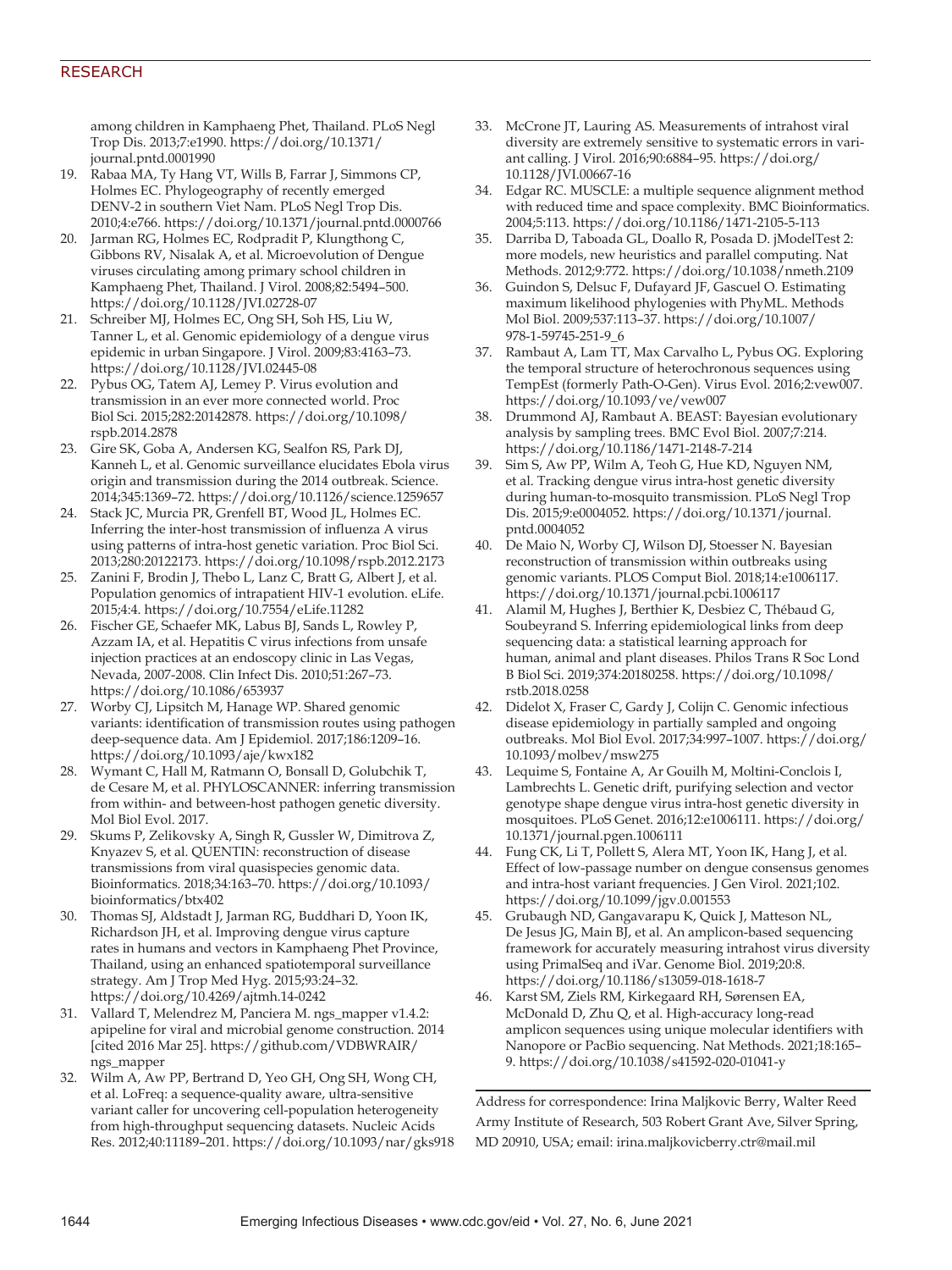among children in Kamphaeng Phet, Thailand. PLoS Negl Trop Dis. 2013;7:e1990. https://doi.org/10.1371/journal.pntd.0001990

19. Rabaa MA, Ty Hang VT, Wills B, Farrar J, Simmons CP, Holmes EC. Phylogeography of recently emerged DENV-2 in southern Viet Nam. PLoS Negl Trop Dis. 2010;4:e766. https://doi.org/10.1371/journal.pntd.0000766
20. Jarman RG, Holmes EC, Rodpradit P, Klungthong C, Gibbons RV, Nisalak A, et al. Microevolution of Dengue viruses circulating among primary school children in Kamphaeng Phet, Thailand. J Virol. 2008;82:5494–500. https://doi.org/10.1128/JVI.02728-07
21. Schreiber MJ, Holmes EC, Ong SH, Soh HS, Liu W, Tanner L, et al. Genomic epidemiology of a dengue virus epidemic in urban Singapore. J Virol. 2009;83:4163–73. https://doi.org/10.1128/JVI.02445-08
22. Pybus OG, Tatem AJ, Lemey P. Virus evolution and transmission in an ever more connected world. Proc Biol Sci. 2015;282:20142878. https://doi.org/10.1098/rspb.2014.2878
23. Gire SK, Goba A, Andersen KG, Sealfon RS, Park DJ, Kanneh L, et al. Genomic surveillance elucidates Ebola virus origin and transmission during the 2014 outbreak. Science. 2014;345:1369–72. https://doi.org/10.1126/science.1259657
24. Stack JC, Murcia PR, Grenfell BT, Wood JL, Holmes EC. Inferring the inter-host transmission of influenza A virus using patterns of intra-host genetic variation. Proc Biol Sci. 2013;280:20122173. https://doi.org/10.1098/rspb.2012.2173
25. Zanini F, Brodin J, Thebo L, Lanz C, Bratt G, Albert J, et al. Population genomics of intrapatient HIV-1 evolution. eLife. 2015;4:4. https://doi.org/10.7554/eLife.11282
26. Fischer GE, Schaefer MK, Labus BJ, Sands L, Rowley P, Azzam IA, et al. Hepatitis C virus infections from unsafe injection practices at an endoscopy clinic in Las Vegas, Nevada, 2007-2008. Clin Infect Dis. 2010;51:267–73. https://doi.org/10.1086/653937
27. Worby CJ, Lipsitch M, Hanage WP. Shared genomic variants: identification of transmission routes using pathogen deep-sequence data. Am J Epidemiol. 2017;186:1209–16. https://doi.org/10.1093/aje/kwx182
28. Wymant C, Hall M, Ratmann O, Bonsall D, Golubchik T, de Cesare M, et al. PHYLOSCANNER: inferring transmission from within- and between-host pathogen genetic diversity. Mol Biol Evol. 2017.
29. Skums P, Zelikovsky A, Singh R, Gussler W, Dimitrova Z, Knyazev S, et al. QUENTIN: reconstruction of disease transmissions from viral quasispecies genomic data. Bioinformatics. 2018;34:163–70. https://doi.org/10.1093/bioinformatics/btx402
30. Thomas SJ, Aldstadt J, Jarman RG, Buddhari D, Yoon IK, Richardson JH, et al. Improving dengue virus capture rates in humans and vectors in Kamphaeng Phet Province, Thailand, using an enhanced spatiotemporal surveillance strategy. Am J Trop Med Hyg. 2015;93:24–32. https://doi.org/10.4269/ajtmh.14-0242
31. Vallard T, Melendrez M, Panciera M. ngs_mapper v1.4.2: apipeline for viral and microbial genome construction. 2014 [cited 2016 Mar 25]. https://github.com/VDBWRAIR/ngs_mapper
32. Wilm A, Aw PP, Bertrand D, Yeo GH, Ong SH, Wong CH, et al. LoFreq: a sequence-quality aware, ultra-sensitive variant caller for uncovering cell-population heterogeneity from high-throughput sequencing datasets. Nucleic Acids Res. 2012;40:11189–201. https://doi.org/10.1093/nar/gks918
33. McCrone JT, Lauring AS. Measurements of intrahost viral diversity are extremely sensitive to systematic errors in variant calling. J Virol. 2016;90:6884–95. https://doi.org/10.1128/JVI.00667-16
34. Edgar RC. MUSCLE: a multiple sequence alignment method with reduced time and space complexity. BMC Bioinformatics. 2004;5:113. https://doi.org/10.1186/1471-2105-5-113
35. Darriba D, Taboada GL, Doallo R, Posada D. jModelTest 2: more models, new heuristics and parallel computing. Nat Methods. 2012;9:772. https://doi.org/10.1038/nmeth.2109
36. Guindon S, Delsuc F, Dufayard JF, Gascuel O. Estimating maximum likelihood phylogenies with PhyML. Methods Mol Biol. 2009;537:113–37. https://doi.org/10.1007/978-1-59745-251-9_6
37. Rambaut A, Lam TT, Max Carvalho L, Pybus OG. Exploring the temporal structure of heterochronous sequences using TempEst (formerly Path-O-Gen). Virus Evol. 2016;2:vew007. https://doi.org/10.1093/ve/vew007
38. Drummond AJ, Rambaut A. BEAST: Bayesian evolutionary analysis by sampling trees. BMC Evol Biol. 2007;7:214. https://doi.org/10.1186/1471-2148-7-214
39. Sim S, Aw PP, Wilm A, Teoh G, Hue KD, Nguyen NM, et al. Tracking dengue virus intra-host genetic diversity during human-to-mosquito transmission. PLoS Negl Trop Dis. 2015;9:e0004052. https://doi.org/10.1371/journal.pntd.0004052
40. De Maio N, Worby CJ, Wilson DJ, Stoesser N. Bayesian reconstruction of transmission within outbreaks using genomic variants. PLOS Comput Biol. 2018;14:e1006117. https://doi.org/10.1371/journal.pcbi.1006117
41. Alamil M, Hughes J, Berthier K, Desbiez C, Thébaud G, Soubeyrand S. Inferring epidemiological links from deep sequencing data: a statistical learning approach for human, animal and plant diseases. Philos Trans R Soc Lond B Biol Sci. 2019;374:20180258. https://doi.org/10.1098/rstb.2018.0258
42. Didelot X, Fraser C, Gardy J, Colijn C. Genomic infectious disease epidemiology in partially sampled and ongoing outbreaks. Mol Biol Evol. 2017;34:997–1007. https://doi.org/10.1093/molbev/msw275
43. Lequime S, Fontaine A, Ar Gouilh M, Moltini-Conclois I, Lambrechts L. Genetic drift, purifying selection and vector genotype shape dengue virus intra-host genetic diversity in mosquitoes. PLoS Genet. 2016;12:e1006111. https://doi.org/10.1371/journal.pgen.1006111
44. Fung CK, Li T, Pollett S, Alera MT, Yoon IK, Hang J, et al. Effect of low-passage number on dengue consensus genomes and intra-host variant frequencies. J Gen Virol. 2021;102. https://doi.org/10.1099/jgv.0.001553
45. Grubaugh ND, Gangavarapu K, Quick J, Matteson NL, De Jesus JG, Main BJ, et al. An amplicon-based sequencing framework for accurately measuring intrahost virus diversity using PrimalSeq and iVar. Genome Biol. 2019;20:8. https://doi.org/10.1186/s13059-018-1618-7
46. Karst SM, Ziels RM, Kirkegaard RH, Sørensen EA, McDonald D, Zhu Q, et al. High-accuracy long-read amplicon sequences using unique molecular identifiers with Nanopore or PacBio sequencing. Nat Methods. 2021;18:165–9. https://doi.org/10.1038/s41592-020-01041-y

Address for correspondence: Irina Maljkovic Berry, Walter Reed Army Institute of Research, 503 Robert Grant Ave, Silver Spring, MD 20910, USA; email: irina.maljkovicberry.ctr@mail.mil